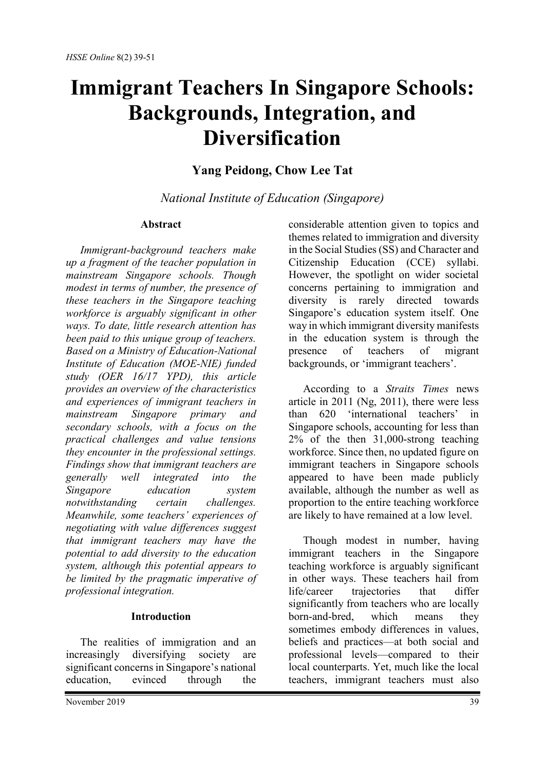# Immigrant Teachers In Singapore Schools: Backgrounds, Integration, and Diversification

**Yang Peidong, Chow Lee Tat**

*National Institute of Education (Singapore)*

## Abstract

*Immigrant-background teachers make up a fragment of the teacher population in mainstream Singapore schools. Though modest in terms of number, the presence of these teachers in the Singapore teaching workforce is arguably significant in other ways. To date, little research attention has been paid to this unique group of teachers. Based on a Ministry of Education-National Institute of Education (MOE-NIE) funded study (OER 16/17 YPD), this article provides an overview of the characteristics and experiences of immigrant teachers in mainstream Singapore primary and secondary schools, with a focus on the practical challenges and value tensions they encounter in the professional settings. Findings show that immigrant teachers are generally well integrated into the Singapore education system notwithstanding certain challenges. Meanwhile, some teachers' experiences of negotiating with value differences suggest that immigrant teachers may have the potential to add diversity to the education system, although this potential appears to be limited by the pragmatic imperative of professional integration.*

## Introduction

The realities of immigration and an increasingly diversifying society are significant concerns in Singapore's national education, evinced through the considerable attention given to topics and themes related to immigration and diversity in the Social Studies (SS) and Character and Citizenship Education (CCE) syllabi. However, the spotlight on wider societal concerns pertaining to immigration and diversity is rarely directed towards Singapore's education system itself. One way in which immigrant diversity manifests in the education system is through the presence of teachers of migrant backgrounds, or 'immigrant teachers'.

According to a *Straits Times* news article in 2011 (Ng, 2011), there were less than 620 'international teachers' in Singapore schools, accounting for less than 2% of the then 31,000-strong teaching workforce. Since then, no updated figure on immigrant teachers in Singapore schools appeared to have been made publicly available, although the number as well as proportion to the entire teaching workforce are likely to have remained at a low level.

Though modest in number, having immigrant teachers in the Singapore teaching workforce is arguably significant in other ways. These teachers hail from life/career trajectories that differ significantly from teachers who are locally born-and-bred, which means they sometimes embody differences in values, beliefs and practices—at both social and professional levels—compared to their local counterparts. Yet, much like the local teachers, immigrant teachers must also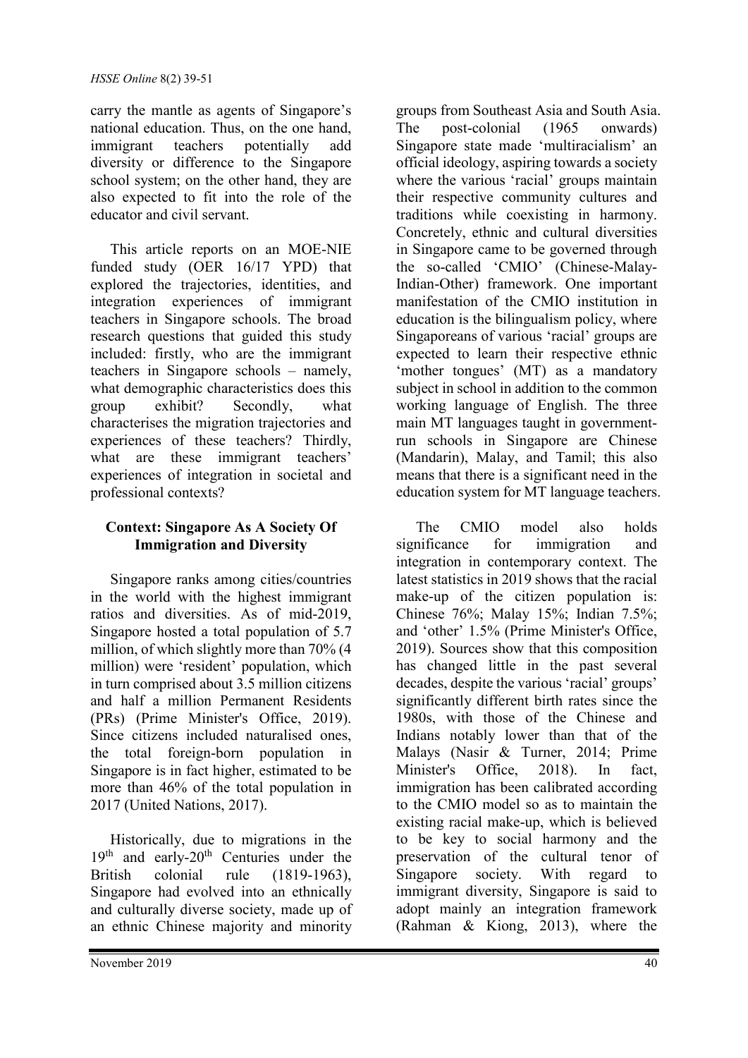carry the mantle as agents of Singapore's national education. Thus, on the one hand, immigrant teachers potentially add diversity or difference to the Singapore school system; on the other hand, they are also expected to fit into the role of the educator and civil servant.

This article reports on an MOE-NIE funded study (OER 16/17 YPD) that explored the trajectories, identities, and integration experiences of immigrant teachers in Singapore schools. The broad research questions that guided this study included: firstly, who are the immigrant teachers in Singapore schools – namely, what demographic characteristics does this group exhibit? Secondly, what characterises the migration trajectories and experiences of these teachers? Thirdly, what are these immigrant teachers' experiences of integration in societal and professional contexts?

## Context: Singapore As A Society Of Immigration and Diversity

Singapore ranks among cities/countries in the world with the highest immigrant ratios and diversities. As of mid-2019, Singapore hosted a total population of 5.7 million, of which slightly more than 70% (4 million) were 'resident' population, which in turn comprised about 3.5 million citizens and half a million Permanent Residents (PRs) (Prime Minister's Office, 2019). Since citizens included naturalised ones, the total foreign-born population in Singapore is in fact higher, estimated to be more than 46% of the total population in 2017 (United Nations, 2017).

Historically, due to migrations in the 19th and early-20th Centuries under the British colonial rule (1819-1963), Singapore had evolved into an ethnically and culturally diverse society, made up of an ethnic Chinese majority and minority groups from Southeast Asia and South Asia. The post-colonial (1965 onwards) Singapore state made 'multiracialism' an official ideology, aspiring towards a society where the various 'racial' groups maintain their respective community cultures and traditions while coexisting in harmony. Concretely, ethnic and cultural diversities in Singapore came to be governed through the so-called 'CMIO' (Chinese-Malay-Indian-Other) framework. One important manifestation of the CMIO institution in education is the bilingualism policy, where Singaporeans of various 'racial' groups are expected to learn their respective ethnic 'mother tongues' (MT) as a mandatory subject in school in addition to the common working language of English. The three main MT languages taught in government-run schools in Singapore are Chinese (Mandarin), Malay, and Tamil; this also means that there is a significant need in the education system for MT language teachers.

The CMIO model also holds significance for immigration and integration in contemporary context. The latest statistics in 2019 shows that the racial make-up of the citizen population is: Chinese 76%; Malay 15%; Indian 7.5%; and 'other' 1.5% (Prime Minister's Office, 2019). Sources show that this composition has changed little in the past several decades, despite the various 'racial' groups' significantly different birth rates since the 1980s, with those of the Chinese and Indians notably lower than that of the Malays (Nasir & Turner, 2014; Prime Minister's Office, 2018). In fact, immigration has been calibrated according to the CMIO model so as to maintain the existing racial make-up, which is believed to be key to social harmony and the preservation of the cultural tenor of Singapore society. With regard to immigrant diversity, Singapore is said to adopt mainly an integration framework (Rahman & Kiong, 2013), where the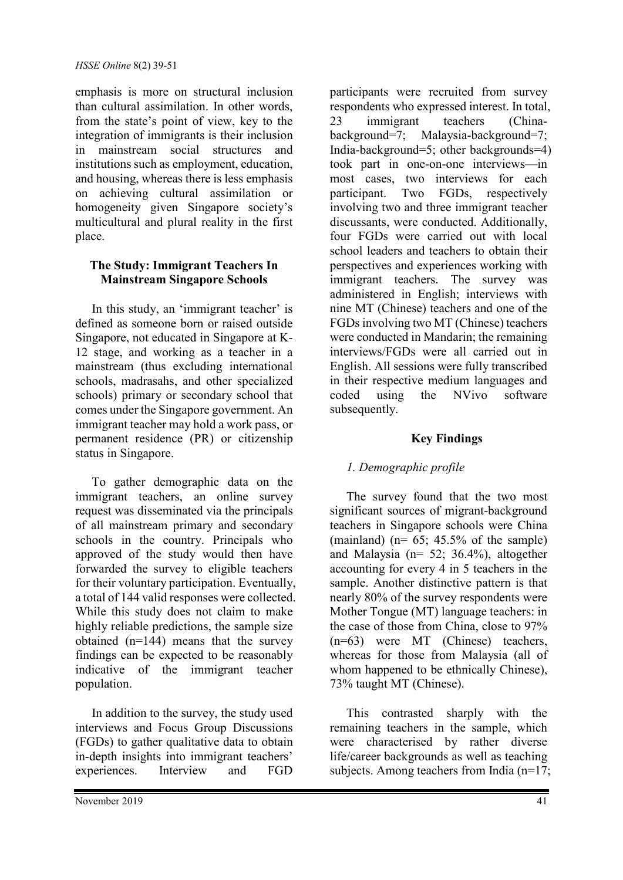emphasis is more on structural inclusion than cultural assimilation. In other words, from the state's point of view, key to the integration of immigrants is their inclusion in mainstream social structures and institutions such as employment, education, and housing, whereas there is less emphasis on achieving cultural assimilation or homogeneity given Singapore society's multicultural and plural reality in the first place.

## The Study: Immigrant Teachers In Mainstream Singapore Schools

In this study, an 'immigrant teacher' is defined as someone born or raised outside Singapore, not educated in Singapore at K-12 stage, and working as a teacher in a mainstream (thus excluding international schools, madrasahs, and other specialized schools) primary or secondary school that comes under the Singapore government. An immigrant teacher may hold a work pass, or permanent residence (PR) or citizenship status in Singapore.

To gather demographic data on the immigrant teachers, an online survey request was disseminated via the principals of all mainstream primary and secondary schools in the country. Principals who approved of the study would then have forwarded the survey to eligible teachers for their voluntary participation. Eventually, a total of 144 valid responses were collected. While this study does not claim to make highly reliable predictions, the sample size obtained (n=144) means that the survey findings can be expected to be reasonably indicative of the immigrant teacher population.

In addition to the survey, the study used interviews and Focus Group Discussions (FGDs) to gather qualitative data to obtain in-depth insights into immigrant teachers' experiences. Interview and FGD participants were recruited from survey respondents who expressed interest. In total, 23 immigrant teachers (China-background=7; Malaysia-background=7; India-background=5; other backgrounds=4) took part in one-on-one interviews—in most cases, two interviews for each participant. Two FGDs, respectively involving two and three immigrant teacher discussants, were conducted. Additionally, four FGDs were carried out with local school leaders and teachers to obtain their perspectives and experiences working with immigrant teachers. The survey was administered in English; interviews with nine MT (Chinese) teachers and one of the FGDs involving two MT (Chinese) teachers were conducted in Mandarin; the remaining interviews/FGDs were all carried out in English. All sessions were fully transcribed in their respective medium languages and coded using the NVivo software subsequently.

## Key Findings

### *1. Demographic profile*

The survey found that the two most significant sources of migrant-background teachers in Singapore schools were China (mainland) (n= 65; 45.5% of the sample) and Malaysia (n= 52; 36.4%), altogether accounting for every 4 in 5 teachers in the sample. Another distinctive pattern is that nearly 80% of the survey respondents were Mother Tongue (MT) language teachers: in the case of those from China, close to 97% (n=63) were MT (Chinese) teachers, whereas for those from Malaysia (all of whom happened to be ethnically Chinese), 73% taught MT (Chinese).

This contrasted sharply with the remaining teachers in the sample, which were characterised by rather diverse life/career backgrounds as well as teaching subjects. Among teachers from India (n=17;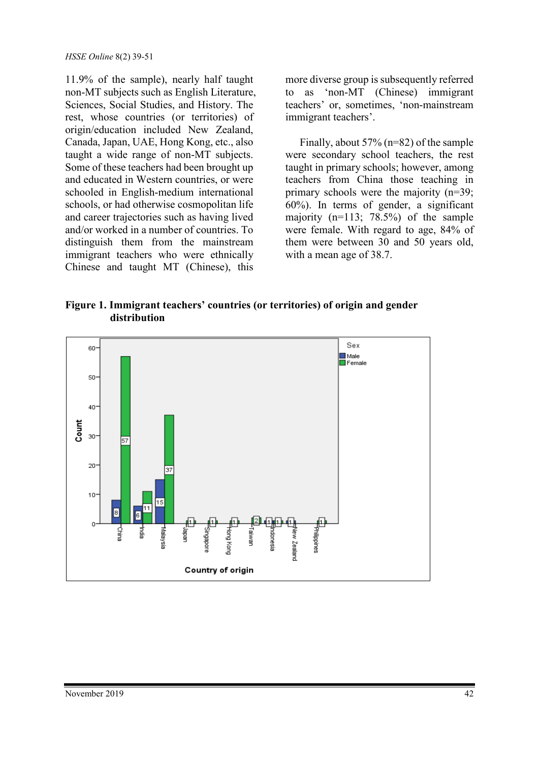11.9% of the sample), nearly half taught non-MT subjects such as English Literature, Sciences, Social Studies, and History. The rest, whose countries (or territories) of origin/education included New Zealand, Canada, Japan, UAE, Hong Kong, etc., also taught a wide range of non-MT subjects. Some of these teachers had been brought up and educated in Western countries, or were schooled in English-medium international schools, or had otherwise cosmopolitan life and career trajectories such as having lived and/or worked in a number of countries. To distinguish them from the mainstream immigrant teachers who were ethnically Chinese and taught MT (Chinese), this more diverse group is subsequently referred to as 'non-MT (Chinese) immigrant teachers' or, sometimes, 'non-mainstream immigrant teachers'.

Finally, about 57% (n=82) of the sample were secondary school teachers, the rest taught in primary schools; however, among teachers from China those teaching in primary schools were the majority (n=39; 60%). In terms of gender, a significant majority (n=113; 78.5%) of the sample were female. With regard to age, 84% of them were between 30 and 50 years old, with a mean age of 38.7.

**Figure 1. Immigrant teachers' countries (or territories) of origin and gender distribution**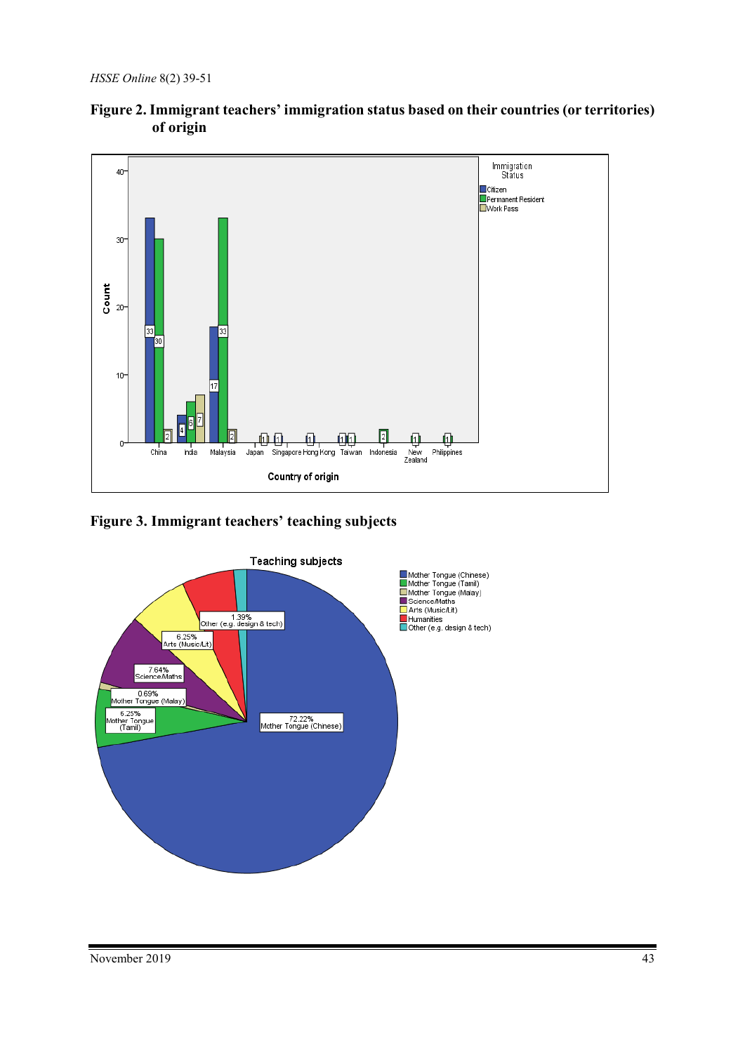**Figure 2. Immigrant teachers' immigration status based on their countries (or territories) of origin**

**Figure 3. Immigrant teachers' teaching subjects**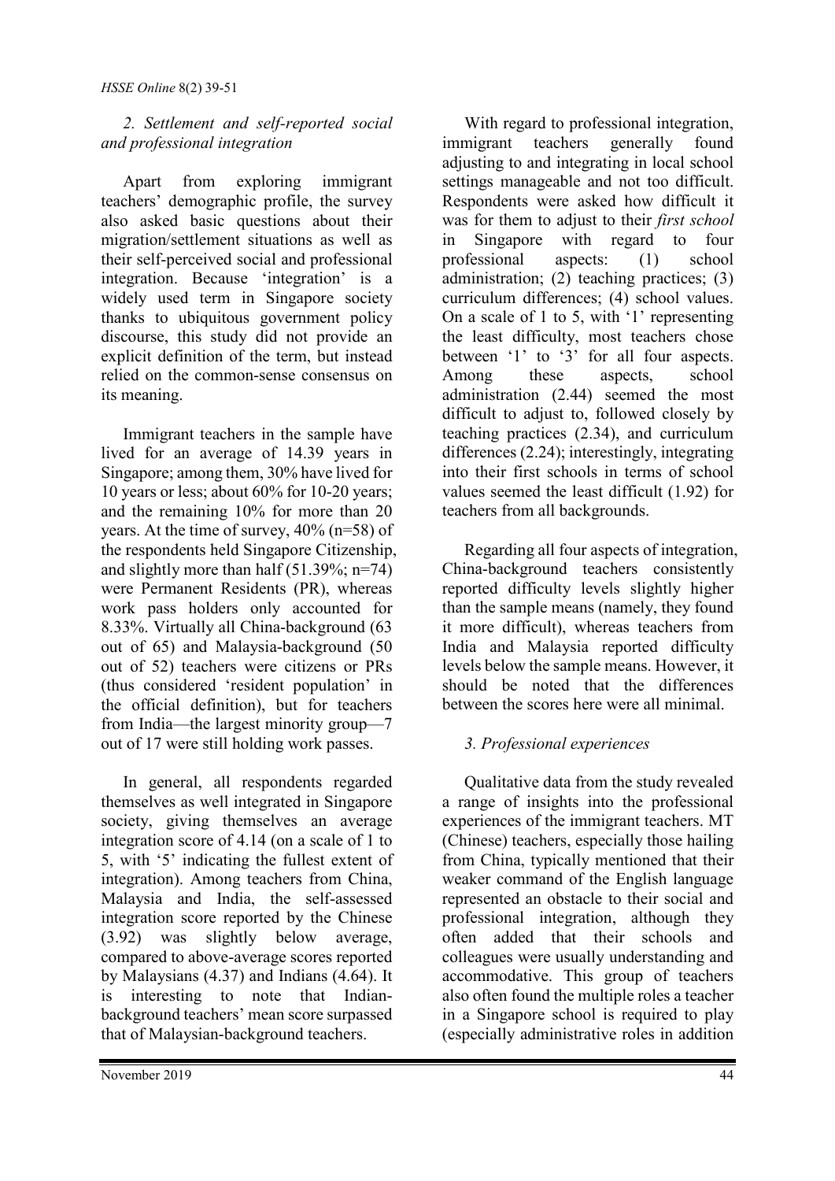*2. Settlement and self-reported social and professional integration*

Apart from exploring immigrant teachers' demographic profile, the survey also asked basic questions about their migration/settlement situations as well as their self-perceived social and professional integration. Because 'integration' is a widely used term in Singapore society thanks to ubiquitous government policy discourse, this study did not provide an explicit definition of the term, but instead relied on the common-sense consensus on its meaning.

Immigrant teachers in the sample have lived for an average of 14.39 years in Singapore; among them, 30% have lived for 10 years or less; about 60% for 10-20 years; and the remaining 10% for more than 20 years. At the time of survey, 40% (n=58) of the respondents held Singapore Citizenship, and slightly more than half (51.39%; n=74) were Permanent Residents (PR), whereas work pass holders only accounted for 8.33%. Virtually all China-background (63 out of 65) and Malaysia-background (50 out of 52) teachers were citizens or PRs (thus considered 'resident population' in the official definition), but for teachers from India—the largest minority group—7 out of 17 were still holding work passes.

In general, all respondents regarded themselves as well integrated in Singapore society, giving themselves an average integration score of 4.14 (on a scale of 1 to 5, with '5' indicating the fullest extent of integration). Among teachers from China, Malaysia and India, the self-assessed integration score reported by the Chinese (3.92) was slightly below average, compared to above-average scores reported by Malaysians (4.37) and Indians (4.64). It is interesting to note that Indian-background teachers' mean score surpassed that of Malaysian-background teachers.

With regard to professional integration, immigrant teachers generally found adjusting to and integrating in local school settings manageable and not too difficult. Respondents were asked how difficult it was for them to adjust to their *first school* in Singapore with regard to four professional aspects: (1) school administration; (2) teaching practices; (3) curriculum differences; (4) school values. On a scale of 1 to 5, with '1' representing the least difficulty, most teachers chose between '1' to '3' for all four aspects. Among these aspects, school administration (2.44) seemed the most difficult to adjust to, followed closely by teaching practices (2.34), and curriculum differences (2.24); interestingly, integrating into their first schools in terms of school values seemed the least difficult (1.92) for teachers from all backgrounds.

Regarding all four aspects of integration, China-background teachers consistently reported difficulty levels slightly higher than the sample means (namely, they found it more difficult), whereas teachers from India and Malaysia reported difficulty levels below the sample means. However, it should be noted that the differences between the scores here were all minimal.

*3. Professional experiences*

Qualitative data from the study revealed a range of insights into the professional experiences of the immigrant teachers. MT (Chinese) teachers, especially those hailing from China, typically mentioned that their weaker command of the English language represented an obstacle to their social and professional integration, although they often added that their schools and colleagues were usually understanding and accommodative. This group of teachers also often found the multiple roles a teacher in a Singapore school is required to play (especially administrative roles in addition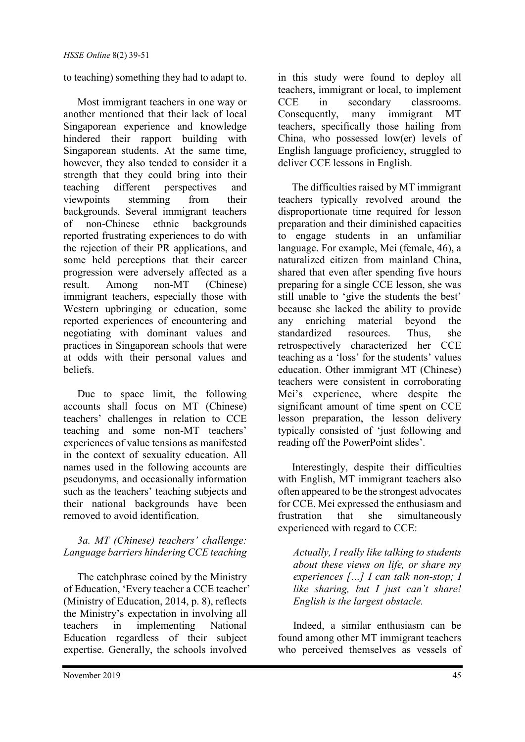to teaching) something they had to adapt to.

Most immigrant teachers in one way or another mentioned that their lack of local Singaporean experience and knowledge hindered their rapport building with Singaporean students. At the same time, however, they also tended to consider it a strength that they could bring into their teaching different perspectives and viewpoints stemming from their backgrounds. Several immigrant teachers of non-Chinese ethnic backgrounds reported frustrating experiences to do with the rejection of their PR applications, and some held perceptions that their career progression were adversely affected as a result. Among non-MT (Chinese) immigrant teachers, especially those with Western upbringing or education, some reported experiences of encountering and negotiating with dominant values and practices in Singaporean schools that were at odds with their personal values and beliefs.

Due to space limit, the following accounts shall focus on MT (Chinese) teachers' challenges in relation to CCE teaching and some non-MT teachers' experiences of value tensions as manifested in the context of sexuality education. All names used in the following accounts are pseudonyms, and occasionally information such as the teachers' teaching subjects and their national backgrounds have been removed to avoid identification.

### *3a. MT (Chinese) teachers' challenge: Language barriers hindering CCE teaching*

The catchphrase coined by the Ministry of Education, 'Every teacher a CCE teacher' (Ministry of Education, 2014, p. 8), reflects the Ministry's expectation in involving all teachers in implementing National Education regardless of their subject expertise. Generally, the schools involved in this study were found to deploy all teachers, immigrant or local, to implement CCE in secondary classrooms. Consequently, many immigrant MT teachers, specifically those hailing from China, who possessed low(er) levels of English language proficiency, struggled to deliver CCE lessons in English.

The difficulties raised by MT immigrant teachers typically revolved around the disproportionate time required for lesson preparation and their diminished capacities to engage students in an unfamiliar language. For example, Mei (female, 46), a naturalized citizen from mainland China, shared that even after spending five hours preparing for a single CCE lesson, she was still unable to 'give the students the best' because she lacked the ability to provide any enriching material beyond the standardized resources. Thus, she retrospectively characterized her CCE teaching as a 'loss' for the students' values education. Other immigrant MT (Chinese) teachers were consistent in corroborating Mei's experience, where despite the significant amount of time spent on CCE lesson preparation, the lesson delivery typically consisted of 'just following and reading off the PowerPoint slides'.

Interestingly, despite their difficulties with English, MT immigrant teachers also often appeared to be the strongest advocates for CCE. Mei expressed the enthusiasm and frustration that she simultaneously experienced with regard to CCE:

> *Actually, I really like talking to students about these views on life, or share my experiences […] I can talk non-stop; I like sharing, but I just can't share! English is the largest obstacle.*

Indeed, a similar enthusiasm can be found among other MT immigrant teachers who perceived themselves as vessels of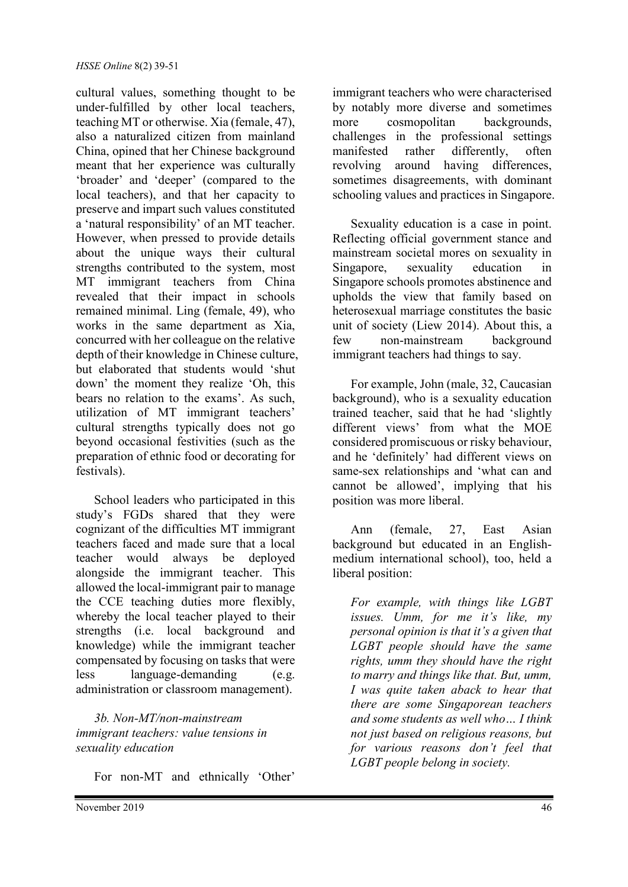cultural values, something thought to be under-fulfilled by other local teachers, teaching MT or otherwise. Xia (female, 47), also a naturalized citizen from mainland China, opined that her Chinese background meant that her experience was culturally 'broader' and 'deeper' (compared to the local teachers), and that her capacity to preserve and impart such values constituted a 'natural responsibility' of an MT teacher. However, when pressed to provide details about the unique ways their cultural strengths contributed to the system, most MT immigrant teachers from China revealed that their impact in schools remained minimal. Ling (female, 49), who works in the same department as Xia, concurred with her colleague on the relative depth of their knowledge in Chinese culture, but elaborated that students would 'shut down' the moment they realize 'Oh, this bears no relation to the exams'. As such, utilization of MT immigrant teachers' cultural strengths typically does not go beyond occasional festivities (such as the preparation of ethnic food or decorating for festivals).

School leaders who participated in this study's FGDs shared that they were cognizant of the difficulties MT immigrant teachers faced and made sure that a local teacher would always be deployed alongside the immigrant teacher. This allowed the local-immigrant pair to manage the CCE teaching duties more flexibly, whereby the local teacher played to their strengths (i.e. local background and knowledge) while the immigrant teacher compensated by focusing on tasks that were less language-demanding (e.g. administration or classroom management).

*3b. Non-MT/non-mainstream immigrant teachers: value tensions in sexuality education*

For non-MT and ethnically 'Other' immigrant teachers who were characterised by notably more diverse and sometimes more cosmopolitan backgrounds, challenges in the professional settings manifested rather differently, often revolving around having differences, sometimes disagreements, with dominant schooling values and practices in Singapore.

Sexuality education is a case in point. Reflecting official government stance and mainstream societal mores on sexuality in Singapore, sexuality education in Singapore schools promotes abstinence and upholds the view that family based on heterosexual marriage constitutes the basic unit of society (Liew 2014). About this, a few non-mainstream background immigrant teachers had things to say.

For example, John (male, 32, Caucasian background), who is a sexuality education trained teacher, said that he had 'slightly different views' from what the MOE considered promiscuous or risky behaviour, and he 'definitely' had different views on same-sex relationships and 'what can and cannot be allowed', implying that his position was more liberal.

Ann (female, 27, East Asian background but educated in an English-medium international school), too, held a liberal position:

> *For example, with things like LGBT issues. Umm, for me it's like, my personal opinion is that it's a given that LGBT people should have the same rights, umm they should have the right to marry and things like that. But, umm, I was quite taken aback to hear that there are some Singaporean teachers and some students as well who… I think not just based on religious reasons, but for various reasons don't feel that LGBT people belong in society.*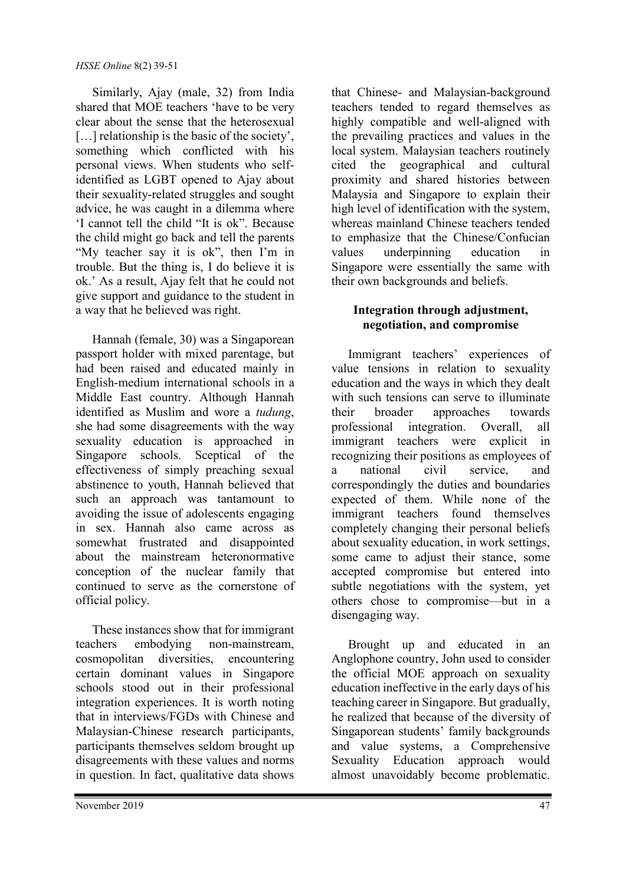Similarly, Ajay (male, 32) from India shared that MOE teachers 'have to be very clear about the sense that the heterosexual […] relationship is the basic of the society', something which conflicted with his personal views. When students who self-identified as LGBT opened to Ajay about their sexuality-related struggles and sought advice, he was caught in a dilemma where 'I cannot tell the child "It is ok". Because the child might go back and tell the parents "My teacher say it is ok", then I'm in trouble. But the thing is, I do believe it is ok.' As a result, Ajay felt that he could not give support and guidance to the student in a way that he believed was right.

Hannah (female, 30) was a Singaporean passport holder with mixed parentage, but had been raised and educated mainly in English-medium international schools in a Middle East country. Although Hannah identified as Muslim and wore a *tudung*, she had some disagreements with the way sexuality education is approached in Singapore schools. Sceptical of the effectiveness of simply preaching sexual abstinence to youth, Hannah believed that such an approach was tantamount to avoiding the issue of adolescents engaging in sex. Hannah also came across as somewhat frustrated and disappointed about the mainstream heteronormative conception of the nuclear family that continued to serve as the cornerstone of official policy.

These instances show that for immigrant teachers embodying non-mainstream, cosmopolitan diversities, encountering certain dominant values in Singapore schools stood out in their professional integration experiences. It is worth noting that in interviews/FGDs with Chinese and Malaysian-Chinese research participants, participants themselves seldom brought up disagreements with these values and norms in question. In fact, qualitative data shows that Chinese- and Malaysian-background teachers tended to regard themselves as highly compatible and well-aligned with the prevailing practices and values in the local system. Malaysian teachers routinely cited the geographical and cultural proximity and shared histories between Malaysia and Singapore to explain their high level of identification with the system, whereas mainland Chinese teachers tended to emphasize that the Chinese/Confucian values underpinning education in Singapore were essentially the same with their own backgrounds and beliefs.

## Integration through adjustment, negotiation, and compromise

Immigrant teachers' experiences of value tensions in relation to sexuality education and the ways in which they dealt with such tensions can serve to illuminate their broader approaches towards professional integration. Overall, all immigrant teachers were explicit in recognizing their positions as employees of a national civil service, and correspondingly the duties and boundaries expected of them. While none of the immigrant teachers found themselves completely changing their personal beliefs about sexuality education, in work settings, some came to adjust their stance, some accepted compromise but entered into subtle negotiations with the system, yet others chose to compromise—but in a disengaging way.

Brought up and educated in an Anglophone country, John used to consider the official MOE approach on sexuality education ineffective in the early days of his teaching career in Singapore. But gradually, he realized that because of the diversity of Singaporean students' family backgrounds and value systems, a Comprehensive Sexuality Education approach would almost unavoidably become problematic.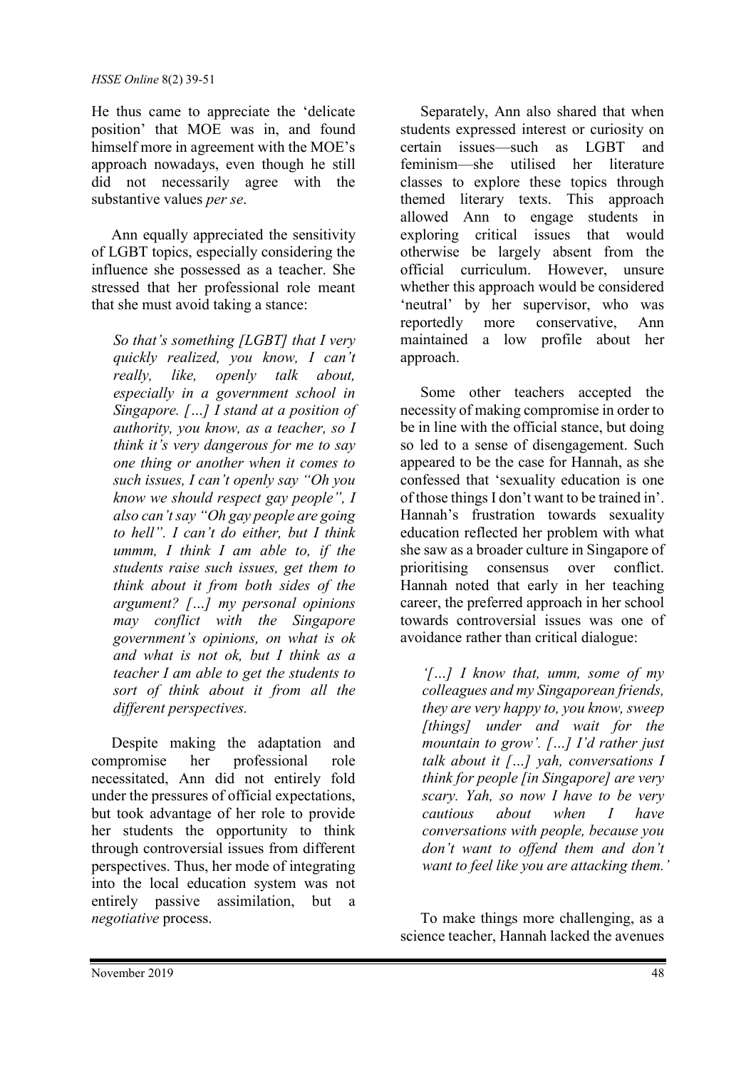He thus came to appreciate the 'delicate position' that MOE was in, and found himself more in agreement with the MOE's approach nowadays, even though he still did not necessarily agree with the substantive values *per se*.

Ann equally appreciated the sensitivity of LGBT topics, especially considering the influence she possessed as a teacher. She stressed that her professional role meant that she must avoid taking a stance:

> *So that's something [LGBT] that I very quickly realized, you know, I can't really, like, openly talk about, especially in a government school in Singapore. […] I stand at a position of authority, you know, as a teacher, so I think it's very dangerous for me to say one thing or another when it comes to such issues, I can't openly say "Oh you know we should respect gay people", I also can't say "Oh gay people are going to hell". I can't do either, but I think ummm, I think I am able to, if the students raise such issues, get them to think about it from both sides of the argument? […] my personal opinions may conflict with the Singapore government's opinions, on what is ok and what is not ok, but I think as a teacher I am able to get the students to sort of think about it from all the different perspectives.*

Despite making the adaptation and compromise her professional role necessitated, Ann did not entirely fold under the pressures of official expectations, but took advantage of her role to provide her students the opportunity to think through controversial issues from different perspectives. Thus, her mode of integrating into the local education system was not entirely passive assimilation, but a *negotiative* process.

Separately, Ann also shared that when students expressed interest or curiosity on certain issues—such as LGBT and feminism—she utilised her literature classes to explore these topics through themed literary texts. This approach allowed Ann to engage students in exploring critical issues that would otherwise be largely absent from the official curriculum. However, unsure whether this approach would be considered 'neutral' by her supervisor, who was reportedly more conservative, Ann maintained a low profile about her approach.

Some other teachers accepted the necessity of making compromise in order to be in line with the official stance, but doing so led to a sense of disengagement. Such appeared to be the case for Hannah, as she confessed that 'sexuality education is one of those things I don't want to be trained in'. Hannah's frustration towards sexuality education reflected her problem with what she saw as a broader culture in Singapore of prioritising consensus over conflict. Hannah noted that early in her teaching career, the preferred approach in her school towards controversial issues was one of avoidance rather than critical dialogue:

> *'[…] I know that, umm, some of my colleagues and my Singaporean friends, they are very happy to, you know, sweep [things] under and wait for the mountain to grow'. […] I'd rather just talk about it […] yah, conversations I think for people [in Singapore] are very scary. Yah, so now I have to be very cautious about when I have conversations with people, because you don't want to offend them and don't want to feel like you are attacking them.'*

To make things more challenging, as a science teacher, Hannah lacked the avenues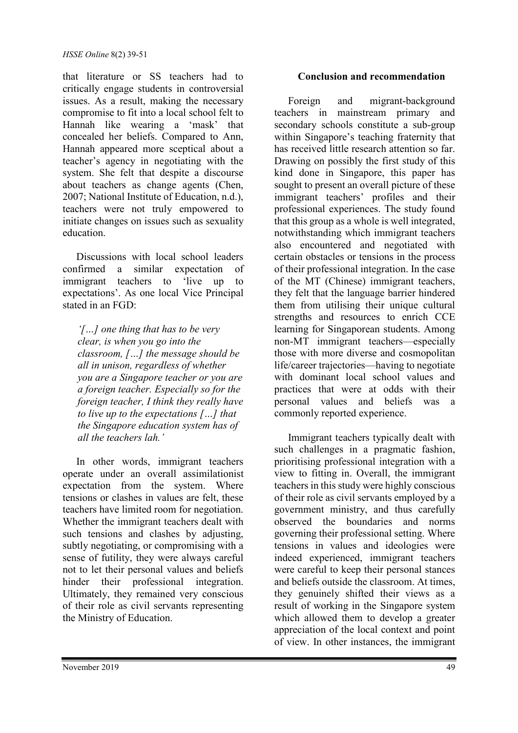that literature or SS teachers had to critically engage students in controversial issues. As a result, making the necessary compromise to fit into a local school felt to Hannah like wearing a 'mask' that concealed her beliefs. Compared to Ann, Hannah appeared more sceptical about a teacher's agency in negotiating with the system. She felt that despite a discourse about teachers as change agents (Chen, 2007; National Institute of Education, n.d.), teachers were not truly empowered to initiate changes on issues such as sexuality education.

Discussions with local school leaders confirmed a similar expectation of immigrant teachers to 'live up to expectations'. As one local Vice Principal stated in an FGD:

> *'[…] one thing that has to be very clear, is when you go into the classroom, […] the message should be all in unison, regardless of whether you are a Singapore teacher or you are a foreign teacher. Especially so for the foreign teacher, I think they really have to live up to the expectations […] that the Singapore education system has of all the teachers lah.'*

In other words, immigrant teachers operate under an overall assimilationist expectation from the system. Where tensions or clashes in values are felt, these teachers have limited room for negotiation. Whether the immigrant teachers dealt with such tensions and clashes by adjusting, subtly negotiating, or compromising with a sense of futility, they were always careful not to let their personal values and beliefs hinder their professional integration. Ultimately, they remained very conscious of their role as civil servants representing the Ministry of Education.

## Conclusion and recommendation

Foreign and migrant-background teachers in mainstream primary and secondary schools constitute a sub-group within Singapore's teaching fraternity that has received little research attention so far. Drawing on possibly the first study of this kind done in Singapore, this paper has sought to present an overall picture of these immigrant teachers' profiles and their professional experiences. The study found that this group as a whole is well integrated, notwithstanding which immigrant teachers also encountered and negotiated with certain obstacles or tensions in the process of their professional integration. In the case of the MT (Chinese) immigrant teachers, they felt that the language barrier hindered them from utilising their unique cultural strengths and resources to enrich CCE learning for Singaporean students. Among non-MT immigrant teachers—especially those with more diverse and cosmopolitan life/career trajectories—having to negotiate with dominant local school values and practices that were at odds with their personal values and beliefs was a commonly reported experience.

Immigrant teachers typically dealt with such challenges in a pragmatic fashion, prioritising professional integration with a view to fitting in. Overall, the immigrant teachers in this study were highly conscious of their role as civil servants employed by a government ministry, and thus carefully observed the boundaries and norms governing their professional setting. Where tensions in values and ideologies were indeed experienced, immigrant teachers were careful to keep their personal stances and beliefs outside the classroom. At times, they genuinely shifted their views as a result of working in the Singapore system which allowed them to develop a greater appreciation of the local context and point of view. In other instances, the immigrant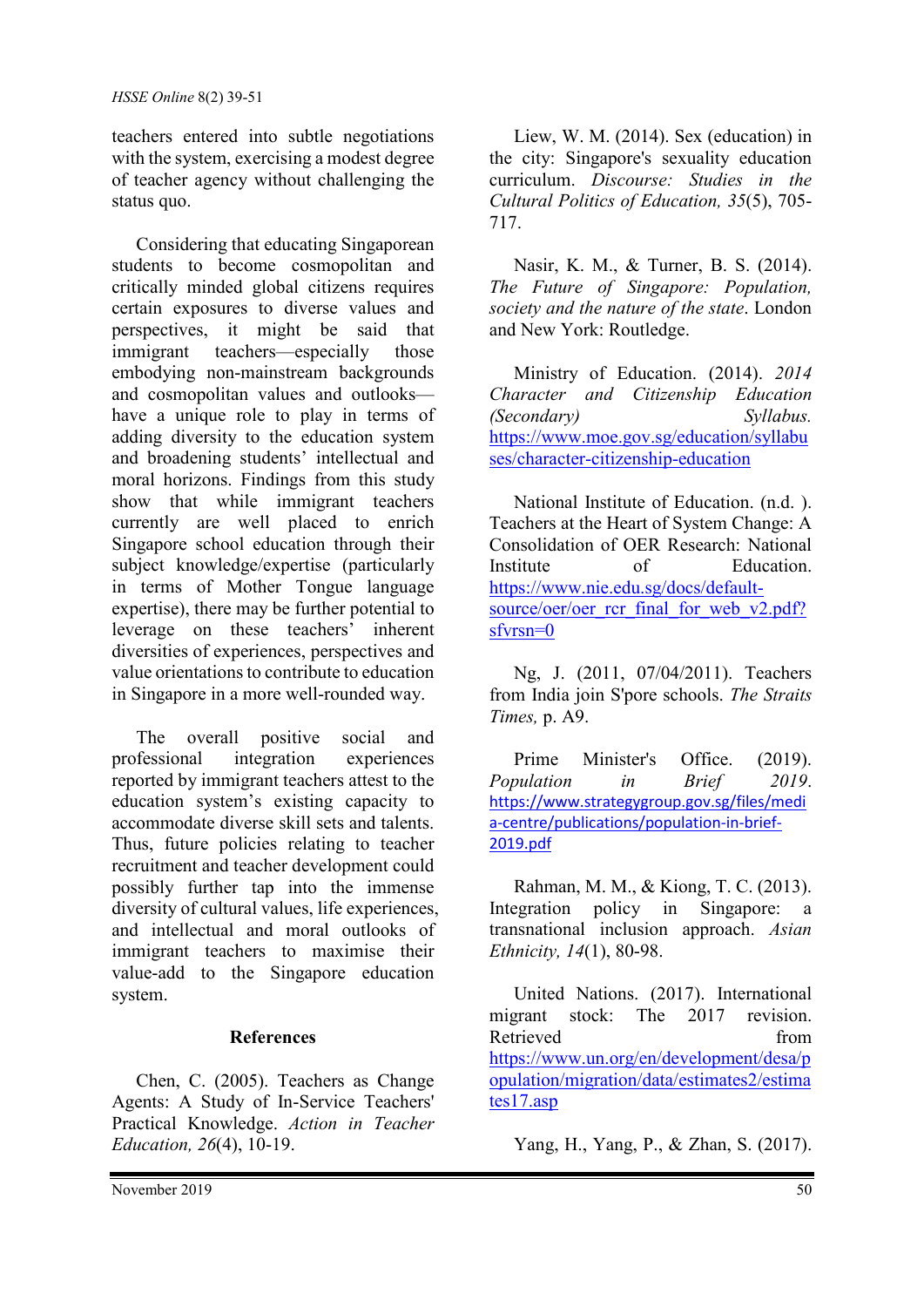teachers entered into subtle negotiations with the system, exercising a modest degree of teacher agency without challenging the status quo.

Considering that educating Singaporean students to become cosmopolitan and critically minded global citizens requires certain exposures to diverse values and perspectives, it might be said that immigrant teachers—especially those embodying non-mainstream backgrounds and cosmopolitan values and outlooks—have a unique role to play in terms of adding diversity to the education system and broadening students' intellectual and moral horizons. Findings from this study show that while immigrant teachers currently are well placed to enrich Singapore school education through their subject knowledge/expertise (particularly in terms of Mother Tongue language expertise), there may be further potential to leverage on these teachers' inherent diversities of experiences, perspectives and value orientations to contribute to education in Singapore in a more well-rounded way.

The overall positive social and professional integration experiences reported by immigrant teachers attest to the education system's existing capacity to accommodate diverse skill sets and talents. Thus, future policies relating to teacher recruitment and teacher development could possibly further tap into the immense diversity of cultural values, life experiences, and intellectual and moral outlooks of immigrant teachers to maximise their value-add to the Singapore education system.

## References

Chen, C. (2005). Teachers as Change Agents: A Study of In-Service Teachers' Practical Knowledge. *Action in Teacher Education, 26*(4), 10-19.

Liew, W. M. (2014). Sex (education) in the city: Singapore's sexuality education curriculum. *Discourse: Studies in the Cultural Politics of Education, 35*(5), 705-717.

Nasir, K. M., & Turner, B. S. (2014). *The Future of Singapore: Population, society and the nature of the state*. London and New York: Routledge.

Ministry of Education. (2014). *2014 Character and Citizenship Education (Secondary) Syllabus.* https://www.moe.gov.sg/education/syllabuses/character-citizenship-education

National Institute of Education. (n.d. ). Teachers at the Heart of System Change: A Consolidation of OER Research: National Institute of Education. https://www.nie.edu.sg/docs/default-source/oer/oer_rcr_final_for_web_v2.pdf?sfvrsn=0

Ng, J. (2011, 07/04/2011). Teachers from India join S'pore schools. *The Straits Times,* p. A9.

Prime Minister's Office. (2019). *Population in Brief 2019*. https://www.strategygroup.gov.sg/files/media-centre/publications/population-in-brief-2019.pdf

Rahman, M. M., & Kiong, T. C. (2013). Integration policy in Singapore: a transnational inclusion approach. *Asian Ethnicity, 14*(1), 80-98.

United Nations. (2017). International migrant stock: The 2017 revision. Retrieved from https://www.un.org/en/development/desa/population/migration/data/estimates2/estimates17.asp

Yang, H., Yang, P., & Zhan, S. (2017).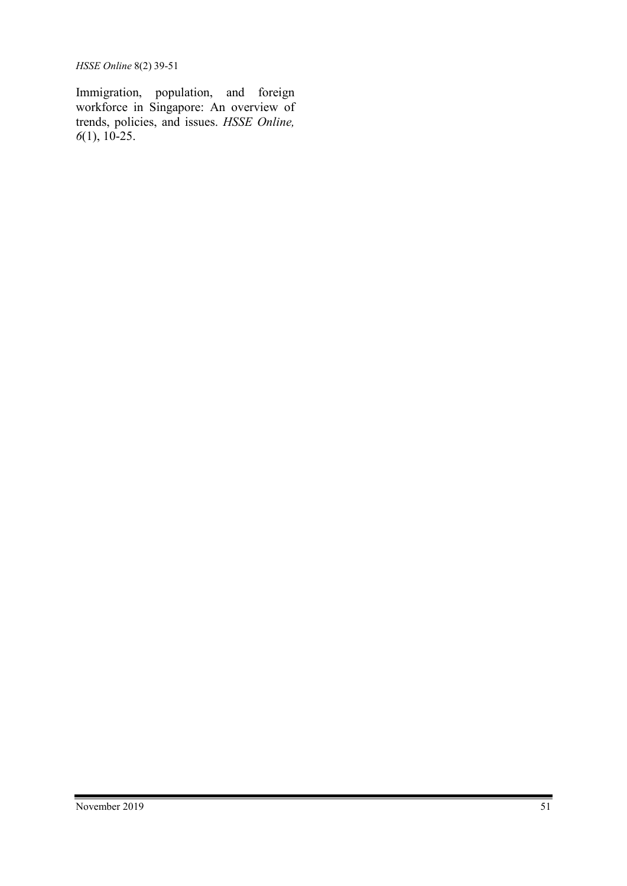Immigration, population, and foreign workforce in Singapore: An overview of trends, policies, and issues. *HSSE Online, 6*(1), 10-25.